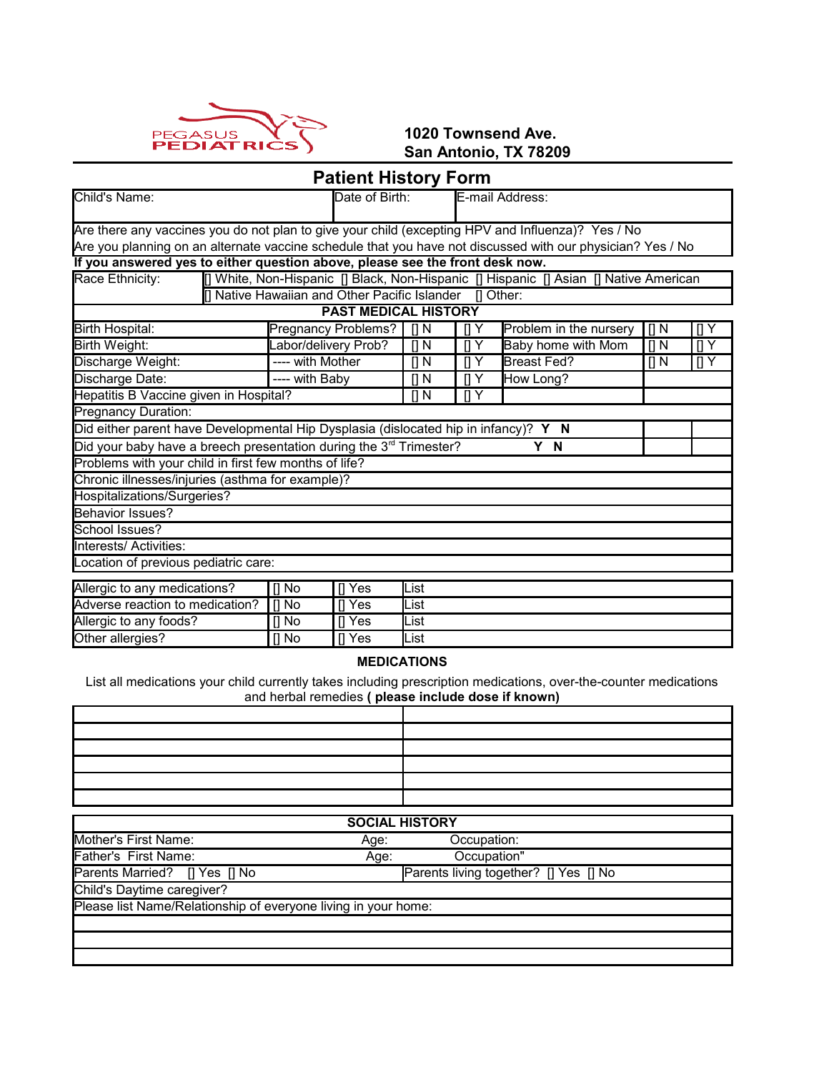PEGASUS PEDIATRICS

**1020 Townsend Ave.**
**San Antonio, TX 78209**

# Patient History Form

| Child's Name: | Date of Birth: | E-mail Address: |
|---|---|---|

Are there any vaccines you do not plan to give your child (excepting HPV and Influenza)? Yes / No
Are you planning on an alternate vaccine schedule that you have not discussed with our physician? Yes / No
**If you answered yes to either question above, please see the front desk now.**

| Race Ethnicity: | [] White, Non-Hispanic [] Black, Non-Hispanic [] Hispanic [] Asian [] Native American |
|---|---|
| | [] Native Hawaiian and Other Pacific Islander [] Other: |

## PAST MEDICAL HISTORY

| | | | | | | |
|---|---|---|---|---|---|---|
| Birth Hospital: | Pregnancy Problems? | [] N | [] Y | Problem in the nursery | [] N | [] Y |
| Birth Weight: | Labor/delivery Prob? | [] N | [] Y | Baby home with Mom | [] N | [] Y |
| Discharge Weight: | ---- with Mother | [] N | [] Y | Breast Fed? | [] N | [] Y |
| Discharge Date: | ---- with Baby | [] N | [] Y | How Long? | | |
| Hepatitis B Vaccine given in Hospital? | | [] N | [] Y | | | |

Pregnancy Duration:
Did either parent have Developmental Hip Dysplasia (dislocated hip in infancy)? **Y N**
Did your baby have a breech presentation during the 3rd Trimester? **Y N**
Problems with your child in first few months of life?
Chronic illnesses/injuries (asthma for example)?
Hospitalizations/Surgeries?
Behavior Issues?
School Issues?
Interests/ Activities:
Location of previous pediatric care:

| | | | |
|---|---|---|---|
| Allergic to any medications? | [] No | [] Yes | List |
| Adverse reaction to medication? | [] No | [] Yes | List |
| Allergic to any foods? | [] No | [] Yes | List |
| Other allergies? | [] No | [] Yes | List |

## MEDICATIONS

List all medications your child currently takes including prescription medications, over-the-counter medications and herbal remedies **( please include dose if known)**

| | |
|---|---|
| | |
| | |
| | |
| | |
| | |

## SOCIAL HISTORY

| | |
|---|---|
| Mother's First Name: Age: Occupation: | |
| Father's First Name: Age: Occupation" | |
| Parents Married? [] Yes [] No | Parents living together? [] Yes [] No |
| Child's Daytime caregiver? | |
| Please list Name/Relationship of everyone living in your home: | |
| | |
| | |
| | |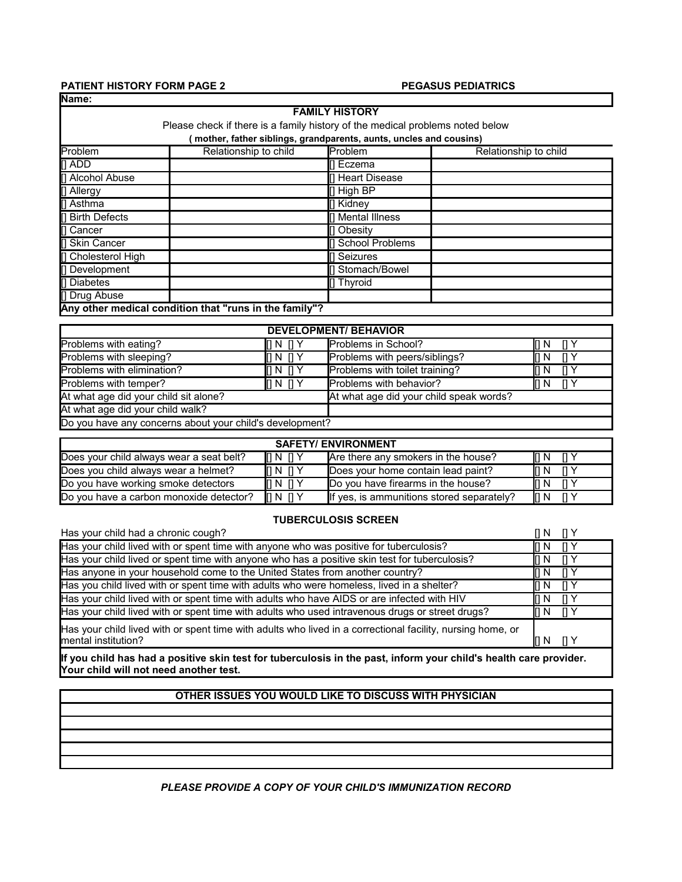**PATIENT HISTORY FORM PAGE 2** **PEGASUS PEDIATRICS**

**Name:**

## FAMILY HISTORY

Please check if there is a family history of the medical problems noted below

**( mother, father siblings, grandparents, aunts, uncles and cousins)**

| Problem | Relationship to child | Problem | Relationship to child |
|---|---|---|---|
| [] ADD | | [] Eczema | |
| [] Alcohol Abuse | | [] Heart Disease | |
| [] Allergy | | [] High BP | |
| [] Asthma | | [] Kidney | |
| [] Birth Defects | | [] Mental Illness | |
| [] Cancer | | [] Obesity | |
| [] Skin Cancer | | [] School Problems | |
| [] Cholesterol High | | [] Seizures | |
| [] Development | | [] Stomach/Bowel | |
| [] Diabetes | | [] Thyroid | |
| [] Drug Abuse | | | |

**Any other medical condition that "runs in the family"?**

## DEVELOPMENT/ BEHAVIOR

| | | | |
|---|---|---|---|
| Problems with eating? | [] N [] Y | Problems in School? | [] N [] Y |
| Problems with sleeping? | [] N [] Y | Problems with peers/siblings? | [] N [] Y |
| Problems with elimination? | [] N [] Y | Problems with toilet training? | [] N [] Y |
| Problems with temper? | [] N [] Y | Problems with behavior? | [] N [] Y |
| At what age did your child sit alone? | | At what age did your child speak words? | |
| At what age did your child walk? | | | |

Do you have any concerns about your child's development?

## SAFETY/ ENVIRONMENT

| | | | |
|---|---|---|---|
| Does your child always wear a seat belt? | [] N [] Y | Are there any smokers in the house? | [] N [] Y |
| Does you child always wear a helmet? | [] N [] Y | Does your home contain lead paint? | [] N [] Y |
| Do you have working smoke detectors | [] N [] Y | Do you have firearms in the house? | [] N [] Y |
| Do you have a carbon monoxide detector? | [] N [] Y | If yes, is ammunitions stored separately? | [] N [] Y |

## TUBERCULOSIS SCREEN

| | |
|---|---|
| Has your child had a chronic cough? | [] N [] Y |
| Has your child lived with or spent time with anyone who was positive for tuberculosis? | [] N [] Y |
| Has your child lived or spent time with anyone who has a positive skin test for tuberculosis? | [] N [] Y |
| Has anyone in your household come to the United States from another country? | [] N [] Y |
| Has you child lived with or spent time with adults who were homeless, lived in a shelter? | [] N [] Y |
| Has your child lived with or spent time with adults who have AIDS or are infected with HIV | [] N [] Y |
| Has your child lived with or spent time with adults who used intravenous drugs or street drugs? | [] N [] Y |
| Has your child lived with or spent time with adults who lived in a correctional facility, nursing home, or mental institution? | [] N [] Y |

**If you child has had a positive skin test for tuberculosis in the past, inform your child's health care provider. Your child will not need another test.**

## OTHER ISSUES YOU WOULD LIKE TO DISCUSS WITH PHYSICIAN

***PLEASE PROVIDE A COPY OF YOUR CHILD'S IMMUNIZATION RECORD***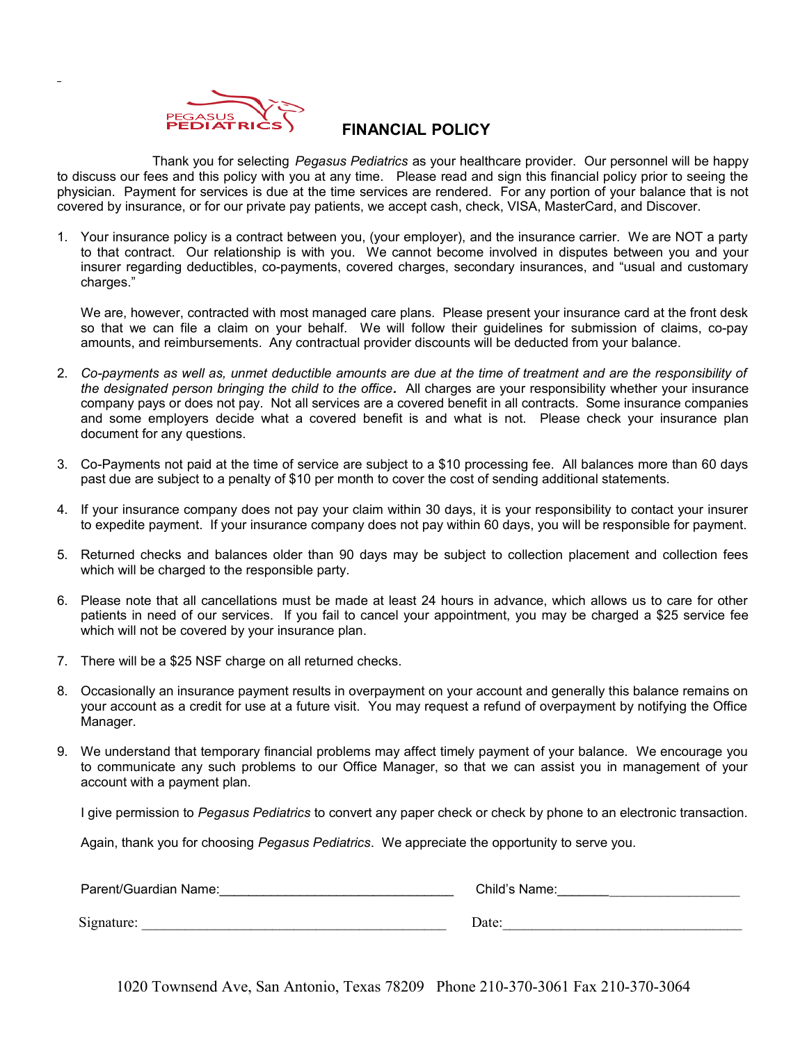PEGASUS PEDIATRICS

# FINANCIAL POLICY

Thank you for selecting *Pegasus Pediatrics* as your healthcare provider. Our personnel will be happy to discuss our fees and this policy with you at any time. Please read and sign this financial policy prior to seeing the physician. Payment for services is due at the time services are rendered. For any portion of your balance that is not covered by insurance, or for our private pay patients, we accept cash, check, VISA, MasterCard, and Discover.

1. Your insurance policy is a contract between you, (your employer), and the insurance carrier. We are NOT a party to that contract. Our relationship is with you. We cannot become involved in disputes between you and your insurer regarding deductibles, co-payments, covered charges, secondary insurances, and "usual and customary charges."

   We are, however, contracted with most managed care plans. Please present your insurance card at the front desk so that we can file a claim on your behalf. We will follow their guidelines for submission of claims, co-pay amounts, and reimbursements. Any contractual provider discounts will be deducted from your balance.

2. *Co-payments as well as, unmet deductible amounts are due at the time of treatment and are the responsibility of the designated person bringing the child to the office.* All charges are your responsibility whether your insurance company pays or does not pay. Not all services are a covered benefit in all contracts. Some insurance companies and some employers decide what a covered benefit is and what is not. Please check your insurance plan document for any questions.

3. Co-Payments not paid at the time of service are subject to a $10 processing fee. All balances more than 60 days past due are subject to a penalty of $10 per month to cover the cost of sending additional statements.

4. If your insurance company does not pay your claim within 30 days, it is your responsibility to contact your insurer to expedite payment. If your insurance company does not pay within 60 days, you will be responsible for payment.

5. Returned checks and balances older than 90 days may be subject to collection placement and collection fees which will be charged to the responsible party.

6. Please note that all cancellations must be made at least 24 hours in advance, which allows us to care for other patients in need of our services. If you fail to cancel your appointment, you may be charged a $25 service fee which will not be covered by your insurance plan.

7. There will be a $25 NSF charge on all returned checks.

8. Occasionally an insurance payment results in overpayment on your account and generally this balance remains on your account as a credit for use at a future visit. You may request a refund of overpayment by notifying the Office Manager.

9. We understand that temporary financial problems may affect timely payment of your balance. We encourage you to communicate any such problems to our Office Manager, so that we can assist you in management of your account with a payment plan.

   I give permission to *Pegasus Pediatrics* to convert any paper check or check by phone to an electronic transaction.

   Again, thank you for choosing *Pegasus Pediatrics*. We appreciate the opportunity to serve you.

Parent/Guardian Name:________________________________ Child's Name:__________________________

Signature: __________________________________________ Date:_________________________________

1020 Townsend Ave, San Antonio, Texas 78209 Phone 210-370-3061 Fax 210-370-3064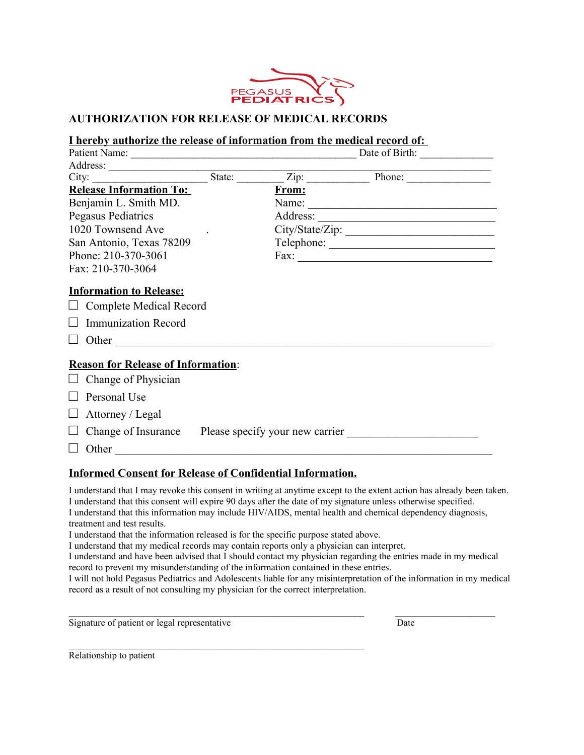PEGASUS PEDIATRICS

# AUTHORIZATION FOR RELEASE OF MEDICAL RECORDS

**I hereby authorize the release of information from the medical record of:**

Patient Name: ____________________________________________ Date of Birth: _____________

Address: ____________________________________________________________________

City: _____________________ State: ________ Zip: ___________ Phone: _______________

**Release Information To:**

Benjamin L. Smith MD.
Pegasus Pediatrics
1020 Townsend Ave
San Antonio, Texas 78209
Phone: 210-370-3061
Fax: 210-370-3064

**From:**

Name: ___________________________________
Address: _________________________________
City/State/Zip: ____________________________
Telephone: _______________________________
Fax: ____________________________________

**Information to Release:**

☐ Complete Medical Record

☐ Immunization Record

☐ Other ______________________________________________________________________

**Reason for Release of Information:**

☐ Change of Physician

☐ Personal Use

☐ Attorney / Legal

☐ Change of Insurance     Please specify your new carrier _______________________

☐ Other ______________________________________________________________________

**Informed Consent for Release of Confidential Information.**

I understand that I may revoke this consent in writing at anytime except to the extent action has already been taken.
I understand that this consent will expire 90 days after the date of my signature unless otherwise specified.
I understand that this information may include HIV/AIDS, mental health and chemical dependency diagnosis, treatment and test results.
I understand that the information released is for the specific purpose stated above.
I understand that my medical records may contain reports only a physician can interpret.
I understand and have been advised that I should contact my physician regarding the entries made in my medical record to prevent my misunderstanding of the information contained in these entries.
I will not hold Pegasus Pediatrics and Adolescents liable for any misinterpretation of the information in my medical record as a result of not consulting my physician for the correct interpretation.

_____________________________________________________________     ____________________
Signature of patient or legal representative                                            Date

_____________________________________________________________
Relationship to patient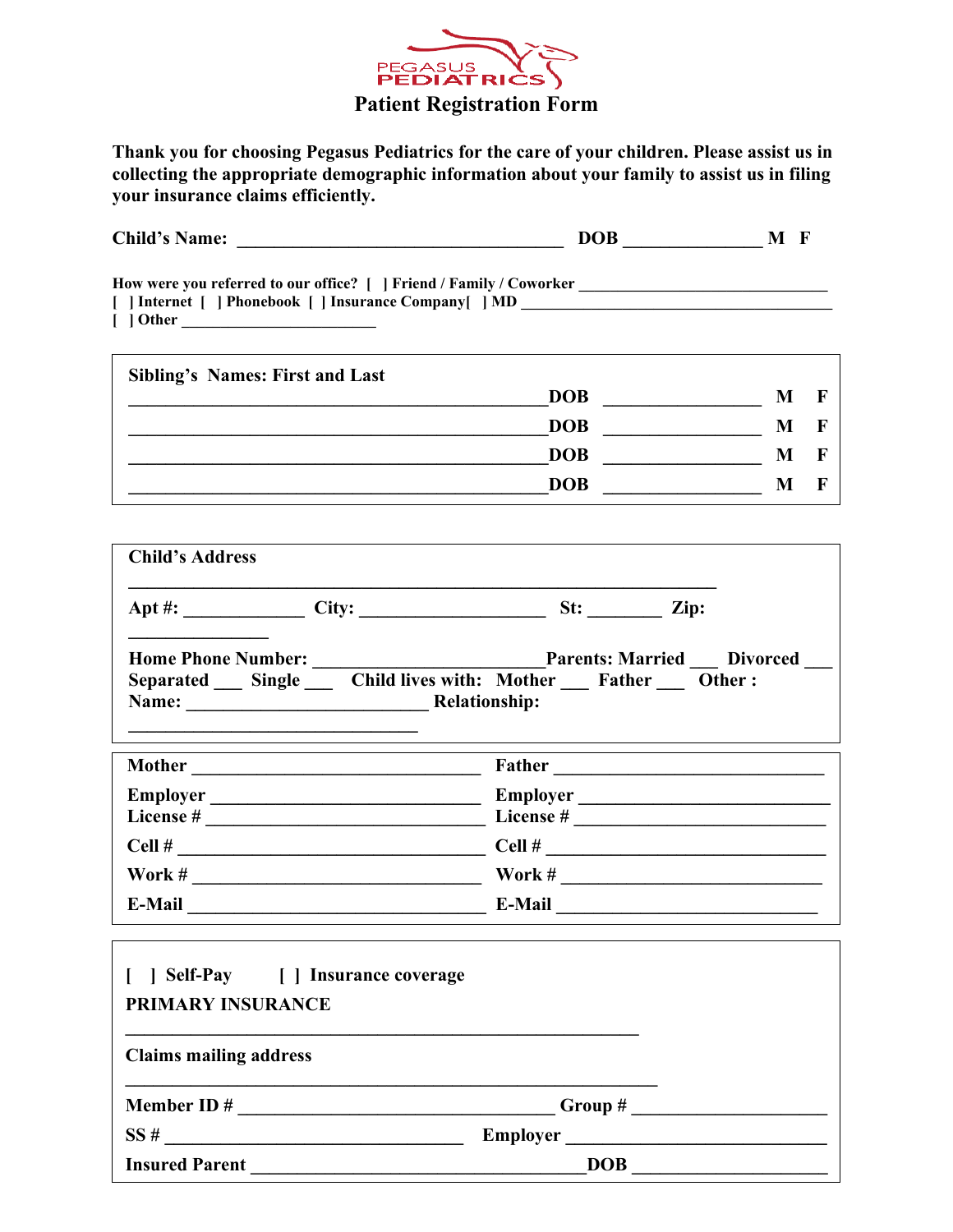PEGASUS PEDIATRICS

# Patient Registration Form

**Thank you for choosing Pegasus Pediatrics for the care of your children. Please assist us in collecting the appropriate demographic information about your family to assist us in filing your insurance claims efficiently.**

**Child's Name:** ___________________________________ **DOB** ______________ **M F**

**How were you referred to our office? [ ] Friend / Family / Coworker** ___________________________
**[ ] Internet [ ] Phonebook [ ] Insurance Company[ ] MD** ___________________________________
**[ ] Other** ______________________

---

**Sibling's Names: First and Last**

____________________________________________**DOB** _______________ **M F**
____________________________________________**DOB** _______________ **M F**
____________________________________________**DOB** _______________ **M F**
____________________________________________**DOB** _______________ **M F**

---

**Child's Address**

_________________________________________________________________

**Apt #:** ___________ **City:** __________________ **St:** _______ **Zip:** _____________

**Home Phone Number:** ______________________**Parents: Married** ___ **Divorced** ___ **Separated** ___ **Single** ___ **Child lives with: Mother** ___ **Father** ___ **Other :** **Name:** _________________________ **Relationship:** ______________________________

---

**Mother** ____________________________ **Father** ____________________________
**Employer** __________________________ **Employer** __________________________
**License #** __________________________ **License #** __________________________
**Cell #** ____________________________ **Cell #** ____________________________
**Work #** ____________________________ **Work #** ____________________________
**E-Mail** ____________________________ **E-Mail** ____________________________

---

**[ ] Self-Pay [ ] Insurance coverage**

**PRIMARY INSURANCE** ________________________________________________________

**Claims mailing address** ________________________________________________________

**Member ID #** _______________________________ **Group #** ____________________
**SS #** _______________________________ **Employer** ____________________________
**Insured Parent** ___________________________________**DOB** ____________________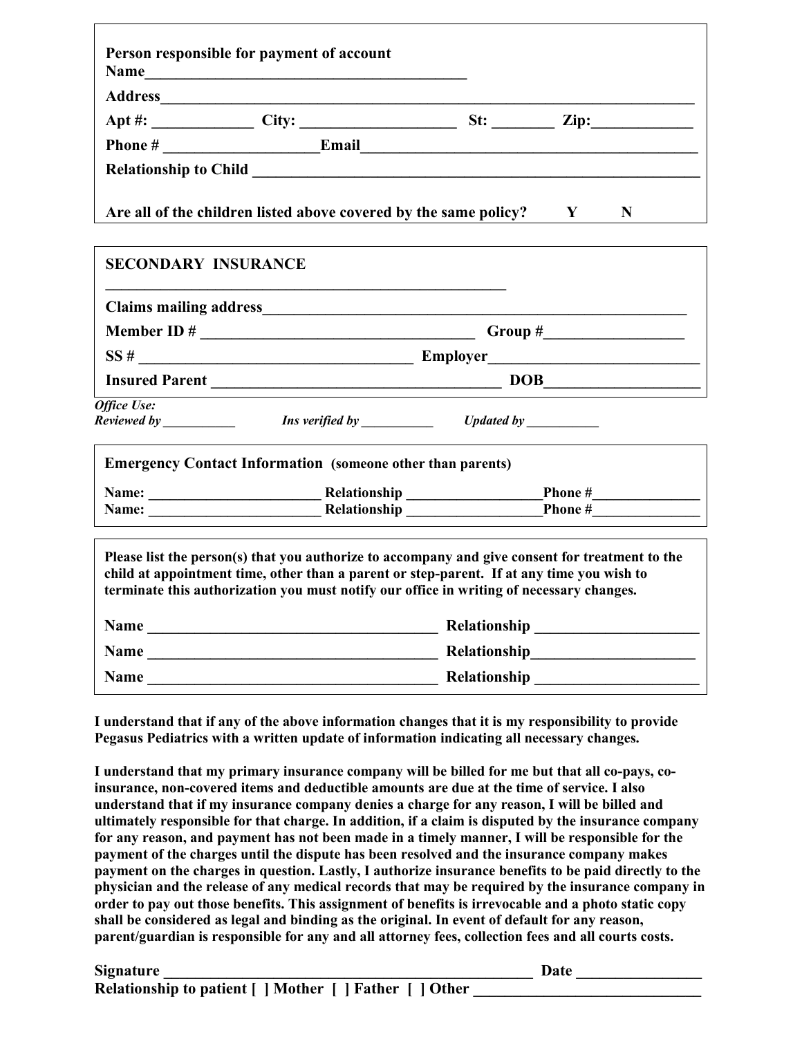**Person responsible for payment of account**

**Name**\_\_\_\_\_\_\_\_\_\_\_\_\_\_\_\_\_\_\_\_\_\_\_\_\_\_\_\_\_\_\_\_\_\_\_\_\_\_\_\_

**Address**\_\_\_\_\_\_\_\_\_\_\_\_\_\_\_\_\_\_\_\_\_\_\_\_\_\_\_\_\_\_\_\_\_\_\_\_\_\_\_\_\_\_\_\_\_\_\_\_\_\_\_\_\_\_\_\_\_\_\_\_\_\_\_\_

**Apt #:** \_\_\_\_\_\_\_\_\_\_\_\_ **City:** \_\_\_\_\_\_\_\_\_\_\_\_\_\_\_\_\_\_\_ **St:** \_\_\_\_\_\_\_ **Zip:**\_\_\_\_\_\_\_\_\_\_\_\_

**Phone #** \_\_\_\_\_\_\_\_\_\_\_\_\_\_\_\_\_\_\_**Email**\_\_\_\_\_\_\_\_\_\_\_\_\_\_\_\_\_\_\_\_\_\_\_\_\_\_\_\_\_\_\_\_\_\_\_\_\_\_\_\_\_

**Relationship to Child** \_\_\_\_\_\_\_\_\_\_\_\_\_\_\_\_\_\_\_\_\_\_\_\_\_\_\_\_\_\_\_\_\_\_\_\_\_\_\_\_\_\_\_\_\_\_\_\_\_\_\_\_\_\_\_

**Are all of the children listed above covered by the same policy? Y N**

**SECONDARY INSURANCE**

\_\_\_\_\_\_\_\_\_\_\_\_\_\_\_\_\_\_\_\_\_\_\_\_\_\_\_\_\_\_\_\_\_\_\_\_\_\_\_\_\_\_\_\_\_\_\_\_\_\_

**Claims mailing address**\_\_\_\_\_\_\_\_\_\_\_\_\_\_\_\_\_\_\_\_\_\_\_\_\_\_\_\_\_\_\_\_\_\_\_\_\_\_\_\_\_\_\_\_\_\_\_\_\_\_\_\_\_

**Member ID #** \_\_\_\_\_\_\_\_\_\_\_\_\_\_\_\_\_\_\_\_\_\_\_\_\_\_\_\_\_\_\_\_\_\_\_\_ **Group #**\_\_\_\_\_\_\_\_\_\_\_\_\_\_\_\_\_

**SS #** \_\_\_\_\_\_\_\_\_\_\_\_\_\_\_\_\_\_\_\_\_\_\_\_\_\_\_\_\_\_\_\_\_\_\_\_ **Employer**\_\_\_\_\_\_\_\_\_\_\_\_\_\_\_\_\_\_\_\_\_\_\_\_\_\_\_

**Insured Parent** \_\_\_\_\_\_\_\_\_\_\_\_\_\_\_\_\_\_\_\_\_\_\_\_\_\_\_\_\_\_\_\_\_\_\_\_\_\_ **DOB**\_\_\_\_\_\_\_\_\_\_\_\_\_\_\_\_\_\_\_

***Office Use:***
***Reviewed by*** \_\_\_\_\_\_\_\_\_\_\_ ***Ins verified by*** \_\_\_\_\_\_\_\_\_\_\_ ***Updated by*** \_\_\_\_\_\_\_\_\_\_\_

**Emergency Contact Information (someone other than parents)**

**Name:** \_\_\_\_\_\_\_\_\_\_\_\_\_\_\_\_\_\_\_\_\_\_\_ **Relationship** \_\_\_\_\_\_\_\_\_\_\_\_\_\_\_\_\_\_**Phone #**\_\_\_\_\_\_\_\_\_\_\_\_\_\_\_
**Name:** \_\_\_\_\_\_\_\_\_\_\_\_\_\_\_\_\_\_\_\_\_\_\_ **Relationship** \_\_\_\_\_\_\_\_\_\_\_\_\_\_\_\_\_\_**Phone #**\_\_\_\_\_\_\_\_\_\_\_\_\_\_\_

**Please list the person(s) that you authorize to accompany and give consent for treatment to the child at appointment time, other than a parent or step-parent. If at any time you wish to terminate this authorization you must notify our office in writing of necessary changes.**

**Name** \_\_\_\_\_\_\_\_\_\_\_\_\_\_\_\_\_\_\_\_\_\_\_\_\_\_\_\_\_\_\_\_\_\_\_\_\_\_ **Relationship** \_\_\_\_\_\_\_\_\_\_\_\_\_\_\_\_\_\_\_\_\_

**Name** \_\_\_\_\_\_\_\_\_\_\_\_\_\_\_\_\_\_\_\_\_\_\_\_\_\_\_\_\_\_\_\_\_\_\_\_\_\_ **Relationship**\_\_\_\_\_\_\_\_\_\_\_\_\_\_\_\_\_\_\_\_\_

**Name** \_\_\_\_\_\_\_\_\_\_\_\_\_\_\_\_\_\_\_\_\_\_\_\_\_\_\_\_\_\_\_\_\_\_\_\_\_\_ **Relationship** \_\_\_\_\_\_\_\_\_\_\_\_\_\_\_\_\_\_\_\_\_

**I understand that if any of the above information changes that it is my responsibility to provide Pegasus Pediatrics with a written update of information indicating all necessary changes.**

**I understand that my primary insurance company will be billed for me but that all co-pays, co-insurance, non-covered items and deductible amounts are due at the time of service. I also understand that if my insurance company denies a charge for any reason, I will be billed and ultimately responsible for that charge. In addition, if a claim is disputed by the insurance company for any reason, and payment has not been made in a timely manner, I will be responsible for the payment of the charges until the dispute has been resolved and the insurance company makes payment on the charges in question. Lastly, I authorize insurance benefits to be paid directly to the physician and the release of any medical records that may be required by the insurance company in order to pay out those benefits. This assignment of benefits is irrevocable and a photo static copy shall be considered as legal and binding as the original. In event of default for any reason, parent/guardian is responsible for any and all attorney fees, collection fees and all courts costs.**

**Signature** \_\_\_\_\_\_\_\_\_\_\_\_\_\_\_\_\_\_\_\_\_\_\_\_\_\_\_\_\_\_\_\_\_\_\_\_\_\_\_\_\_\_\_\_\_\_\_\_ **Date** \_\_\_\_\_\_\_\_\_\_\_\_\_\_\_\_
**Relationship to patient [ ] Mother [ ] Father [ ] Other** \_\_\_\_\_\_\_\_\_\_\_\_\_\_\_\_\_\_\_\_\_\_\_\_\_\_\_\_\_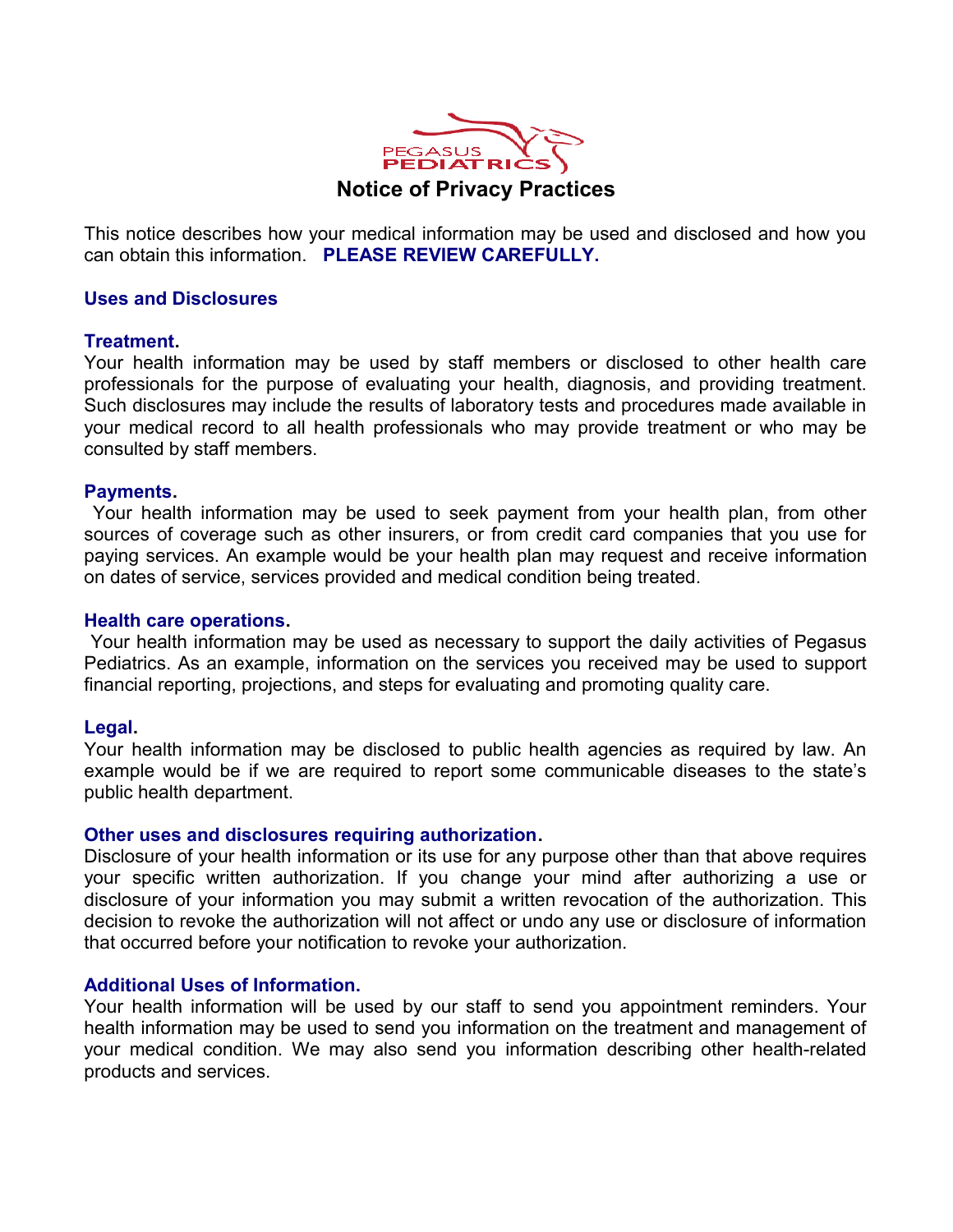PEGASUS PEDIATRICS

# Notice of Privacy Practices

This notice describes how your medical information may be used and disclosed and how you can obtain this information. **PLEASE REVIEW CAREFULLY.**

## Uses and Disclosures

### Treatment.

Your health information may be used by staff members or disclosed to other health care professionals for the purpose of evaluating your health, diagnosis, and providing treatment. Such disclosures may include the results of laboratory tests and procedures made available in your medical record to all health professionals who may provide treatment or who may be consulted by staff members.

### Payments.

Your health information may be used to seek payment from your health plan, from other sources of coverage such as other insurers, or from credit card companies that you use for paying services. An example would be your health plan may request and receive information on dates of service, services provided and medical condition being treated.

### Health care operations.

Your health information may be used as necessary to support the daily activities of Pegasus Pediatrics. As an example, information on the services you received may be used to support financial reporting, projections, and steps for evaluating and promoting quality care.

### Legal.

Your health information may be disclosed to public health agencies as required by law. An example would be if we are required to report some communicable diseases to the state's public health department.

### Other uses and disclosures requiring authorization.

Disclosure of your health information or its use for any purpose other than that above requires your specific written authorization. If you change your mind after authorizing a use or disclosure of your information you may submit a written revocation of the authorization. This decision to revoke the authorization will not affect or undo any use or disclosure of information that occurred before your notification to revoke your authorization.

### Additional Uses of Information.

Your health information will be used by our staff to send you appointment reminders. Your health information may be used to send you information on the treatment and management of your medical condition. We may also send you information describing other health-related products and services.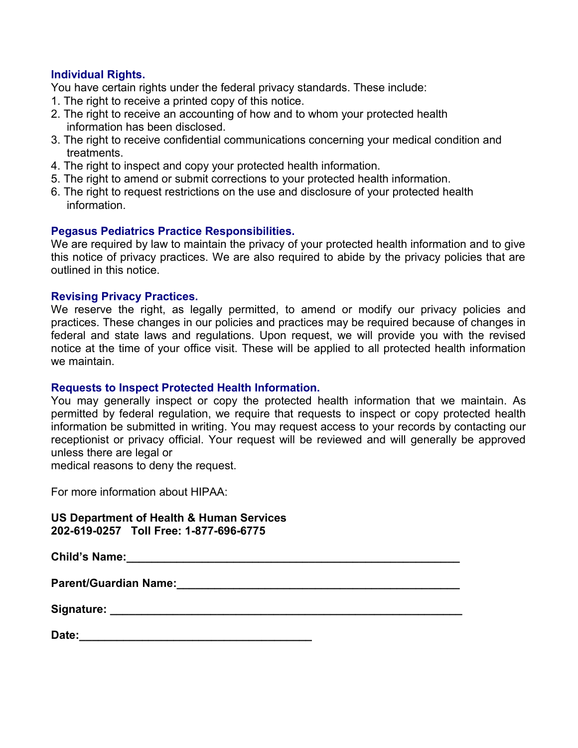### Individual Rights.

You have certain rights under the federal privacy standards. These include:

1. The right to receive a printed copy of this notice.
2. The right to receive an accounting of how and to whom your protected health information has been disclosed.
3. The right to receive confidential communications concerning your medical condition and treatments.
4. The right to inspect and copy your protected health information.
5. The right to amend or submit corrections to your protected health information.
6. The right to request restrictions on the use and disclosure of your protected health information.

### Pegasus Pediatrics Practice Responsibilities.

We are required by law to maintain the privacy of your protected health information and to give this notice of privacy practices. We are also required to abide by the privacy policies that are outlined in this notice.

### Revising Privacy Practices.

We reserve the right, as legally permitted, to amend or modify our privacy policies and practices. These changes in our policies and practices may be required because of changes in federal and state laws and regulations. Upon request, we will provide you with the revised notice at the time of your office visit. These will be applied to all protected health information we maintain.

### Requests to Inspect Protected Health Information.

You may generally inspect or copy the protected health information that we maintain. As permitted by federal regulation, we require that requests to inspect or copy protected health information be submitted in writing. You may request access to your records by contacting our receptionist or privacy official. Your request will be reviewed and will generally be approved unless there are legal or
medical reasons to deny the request.

For more information about HIPAA:

**US Department of Health & Human Services**
**202-619-0257   Toll Free: 1-877-696-6775**

**Child's Name:**______________________________________________________

**Parent/Guardian Name:**_____________________________________________

**Signature:** _________________________________________________________

**Date:**_____________________________________